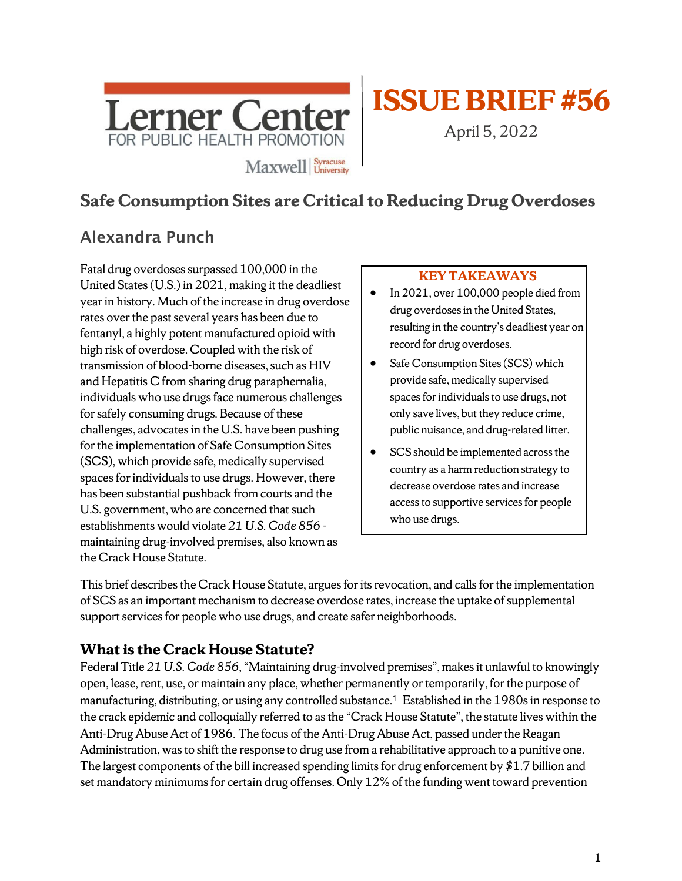Lerner Center FOR PUBLIC HEALTH PROMOTION

Maxwell | Syracuse University

# ISSUE BRIEF #56

April 5, 2022

## Safe Consumption Sites are Critical to Reducing Drug Overdoses

### Alexandra Punch

**KEY TAKEAWAYS**

- In 2021, over 100,000 people died from drug overdoses in the United States, resulting in the country's deadliest year on record for drug overdoses.
- Safe Consumption Sites (SCS) which provide safe, medically supervised spaces for individuals to use drugs, not only save lives, but they reduce crime, public nuisance, and drug-related litter.
- SCS should be implemented across the country as a harm reduction strategy to decrease overdose rates and increase access to supportive services for people who use drugs.

Fatal drug overdoses surpassed 100,000 in the United States (U.S.) in 2021, making it the deadliest year in history. Much of the increase in drug overdose rates over the past several years has been due to fentanyl, a highly potent manufactured opioid with high risk of overdose. Coupled with the risk of transmission of blood-borne diseases, such as HIV and Hepatitis C from sharing drug paraphernalia, individuals who use drugs face numerous challenges for safely consuming drugs. Because of these challenges, advocates in the U.S. have been pushing for the implementation of Safe Consumption Sites (SCS), which provide safe, medically supervised spaces for individuals to use drugs. However, there has been substantial pushback from courts and the U.S. government, who are concerned that such establishments would violate *21 U.S. Code 856* - maintaining drug-involved premises, also known as the Crack House Statute.

This brief describes the Crack House Statute, argues for its revocation, and calls for the implementation of SCS as an important mechanism to decrease overdose rates, increase the uptake of supplemental support services for people who use drugs, and create safer neighborhoods.

## What is the Crack House Statute?

Federal Title *21 U.S. Code 856*, "Maintaining drug-involved premises", makes it unlawful to knowingly open, lease, rent, use, or maintain any place, whether permanently or temporarily, for the purpose of manufacturing, distributing, or using any controlled substance.[1] Established in the 1980s in response to the crack epidemic and colloquially referred to as the "Crack House Statute", the statute lives within the Anti-Drug Abuse Act of 1986. The focus of the Anti-Drug Abuse Act, passed under the Reagan Administration, was to shift the response to drug use from a rehabilitative approach to a punitive one. The largest components of the bill increased spending limits for drug enforcement by $1.7 billion and set mandatory minimums for certain drug offenses. Only 12% of the funding went toward prevention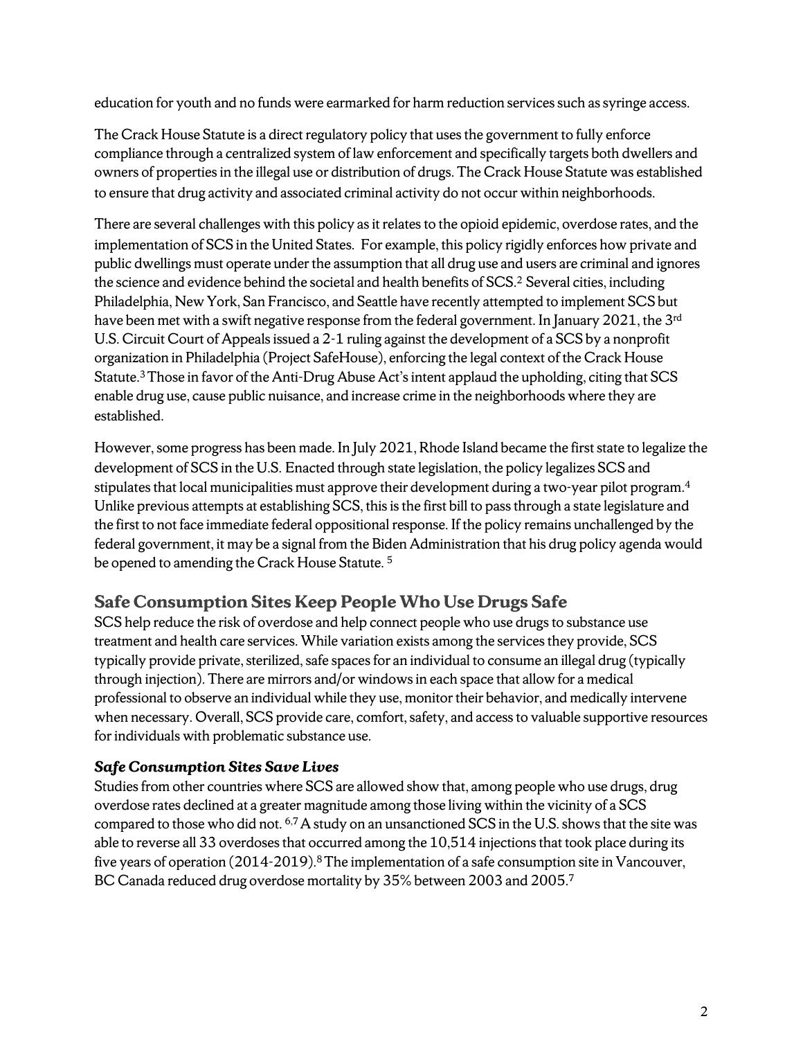education for youth and no funds were earmarked for harm reduction services such as syringe access.

The Crack House Statute is a direct regulatory policy that uses the government to fully enforce compliance through a centralized system of law enforcement and specifically targets both dwellers and owners of properties in the illegal use or distribution of drugs. The Crack House Statute was established to ensure that drug activity and associated criminal activity do not occur within neighborhoods.

There are several challenges with this policy as it relates to the opioid epidemic, overdose rates, and the implementation of SCS in the United States. For example, this policy rigidly enforces how private and public dwellings must operate under the assumption that all drug use and users are criminal and ignores the science and evidence behind the societal and health benefits of SCS.[2] Several cities, including Philadelphia, New York, San Francisco, and Seattle have recently attempted to implement SCS but have been met with a swift negative response from the federal government. In January 2021, the 3rd U.S. Circuit Court of Appeals issued a 2-1 ruling against the development of a SCS by a nonprofit organization in Philadelphia (Project SafeHouse), enforcing the legal context of the Crack House Statute.[3] Those in favor of the Anti-Drug Abuse Act's intent applaud the upholding, citing that SCS enable drug use, cause public nuisance, and increase crime in the neighborhoods where they are established.

However, some progress has been made. In July 2021, Rhode Island became the first state to legalize the development of SCS in the U.S. Enacted through state legislation, the policy legalizes SCS and stipulates that local municipalities must approve their development during a two-year pilot program.[4] Unlike previous attempts at establishing SCS, this is the first bill to pass through a state legislature and the first to not face immediate federal oppositional response. If the policy remains unchallenged by the federal government, it may be a signal from the Biden Administration that his drug policy agenda would be opened to amending the Crack House Statute. [5]

## Safe Consumption Sites Keep People Who Use Drugs Safe

SCS help reduce the risk of overdose and help connect people who use drugs to substance use treatment and health care services. While variation exists among the services they provide, SCS typically provide private, sterilized, safe spaces for an individual to consume an illegal drug (typically through injection). There are mirrors and/or windows in each space that allow for a medical professional to observe an individual while they use, monitor their behavior, and medically intervene when necessary. Overall, SCS provide care, comfort, safety, and access to valuable supportive resources for individuals with problematic substance use.

### *Safe Consumption Sites Save Lives*

Studies from other countries where SCS are allowed show that, among people who use drugs, drug overdose rates declined at a greater magnitude among those living within the vicinity of a SCS compared to those who did not. [6,7] A study on an unsanctioned SCS in the U.S. shows that the site was able to reverse all 33 overdoses that occurred among the 10,514 injections that took place during its five years of operation (2014-2019).[8] The implementation of a safe consumption site in Vancouver, BC Canada reduced drug overdose mortality by 35% between 2003 and 2005.[7]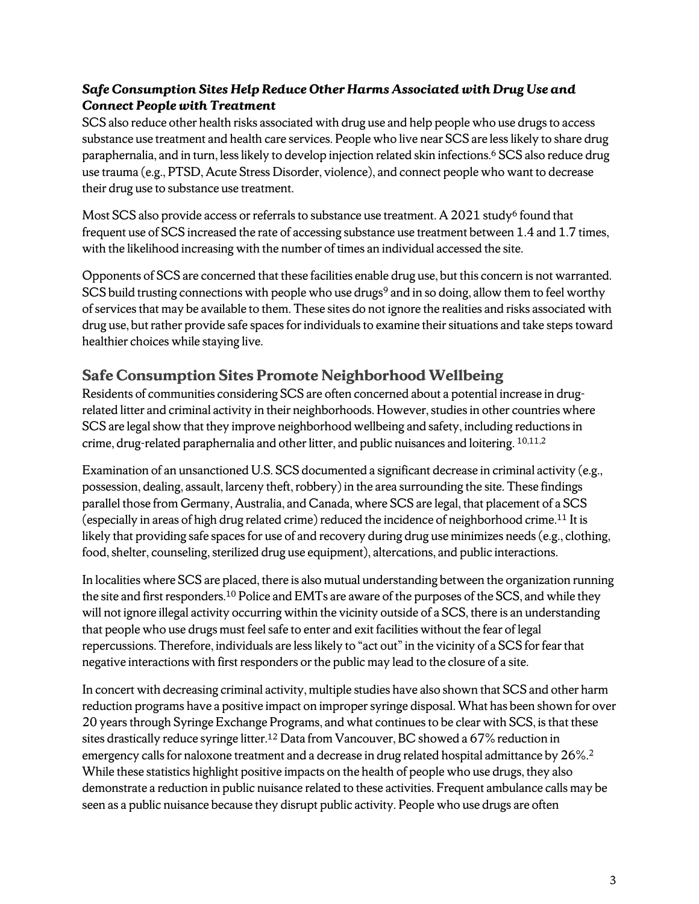***Safe Consumption Sites Help Reduce Other Harms Associated with Drug Use and Connect People with Treatment***

SCS also reduce other health risks associated with drug use and help people who use drugs to access substance use treatment and health care services. People who live near SCS are less likely to share drug paraphernalia, and in turn, less likely to develop injection related skin infections.[6] SCS also reduce drug use trauma (e.g., PTSD, Acute Stress Disorder, violence), and connect people who want to decrease their drug use to substance use treatment.

Most SCS also provide access or referrals to substance use treatment. A 2021 study[6] found that frequent use of SCS increased the rate of accessing substance use treatment between 1.4 and 1.7 times, with the likelihood increasing with the number of times an individual accessed the site.

Opponents of SCS are concerned that these facilities enable drug use, but this concern is not warranted. SCS build trusting connections with people who use drugs[9] and in so doing, allow them to feel worthy of services that may be available to them. These sites do not ignore the realities and risks associated with drug use, but rather provide safe spaces for individuals to examine their situations and take steps toward healthier choices while staying live.

## Safe Consumption Sites Promote Neighborhood Wellbeing

Residents of communities considering SCS are often concerned about a potential increase in drug-related litter and criminal activity in their neighborhoods. However, studies in other countries where SCS are legal show that they improve neighborhood wellbeing and safety, including reductions in crime, drug-related paraphernalia and other litter, and public nuisances and loitering.[10,11,2]

Examination of an unsanctioned U.S. SCS documented a significant decrease in criminal activity (e.g., possession, dealing, assault, larceny theft, robbery) in the area surrounding the site. These findings parallel those from Germany, Australia, and Canada, where SCS are legal, that placement of a SCS (especially in areas of high drug related crime) reduced the incidence of neighborhood crime.[11] It is likely that providing safe spaces for use of and recovery during drug use minimizes needs (e.g., clothing, food, shelter, counseling, sterilized drug use equipment), altercations, and public interactions.

In localities where SCS are placed, there is also mutual understanding between the organization running the site and first responders.[10] Police and EMTs are aware of the purposes of the SCS, and while they will not ignore illegal activity occurring within the vicinity outside of a SCS, there is an understanding that people who use drugs must feel safe to enter and exit facilities without the fear of legal repercussions. Therefore, individuals are less likely to "act out" in the vicinity of a SCS for fear that negative interactions with first responders or the public may lead to the closure of a site.

In concert with decreasing criminal activity, multiple studies have also shown that SCS and other harm reduction programs have a positive impact on improper syringe disposal. What has been shown for over 20 years through Syringe Exchange Programs, and what continues to be clear with SCS, is that these sites drastically reduce syringe litter.[12] Data from Vancouver, BC showed a 67% reduction in emergency calls for naloxone treatment and a decrease in drug related hospital admittance by 26%.[2] While these statistics highlight positive impacts on the health of people who use drugs, they also demonstrate a reduction in public nuisance related to these activities. Frequent ambulance calls may be seen as a public nuisance because they disrupt public activity. People who use drugs are often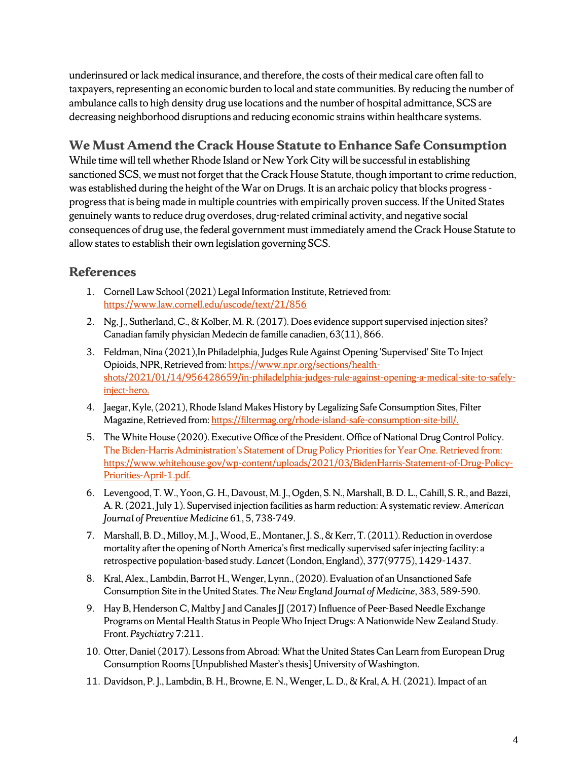underinsured or lack medical insurance, and therefore, the costs of their medical care often fall to taxpayers, representing an economic burden to local and state communities. By reducing the number of ambulance calls to high density drug use locations and the number of hospital admittance, SCS are decreasing neighborhood disruptions and reducing economic strains within healthcare systems.

## We Must Amend the Crack House Statute to Enhance Safe Consumption

While time will tell whether Rhode Island or New York City will be successful in establishing sanctioned SCS, we must not forget that the Crack House Statute, though important to crime reduction, was established during the height of the War on Drugs. It is an archaic policy that blocks progress - progress that is being made in multiple countries with empirically proven success. If the United States genuinely wants to reduce drug overdoses, drug-related criminal activity, and negative social consequences of drug use, the federal government must immediately amend the Crack House Statute to allow states to establish their own legislation governing SCS.

## References

1. Cornell Law School (2021) Legal Information Institute, Retrieved from: https://www.law.cornell.edu/uscode/text/21/856
2. Ng, J., Sutherland, C., & Kolber, M. R. (2017). Does evidence support supervised injection sites? Canadian family physician Medecin de famille canadien, 63(11), 866.
3. Feldman, Nina (2021),In Philadelphia, Judges Rule Against Opening 'Supervised' Site To Inject Opioids, NPR, Retrieved from: https://www.npr.org/sections/health-shots/2021/01/14/956428659/in-philadelphia-judges-rule-against-opening-a-medical-site-to-safely-inject-hero.
4. Jaegar, Kyle, (2021), Rhode Island Makes History by Legalizing Safe Consumption Sites, Filter Magazine, Retrieved from: https://filtermag.org/rhode-island-safe-consumption-site-bill/.
5. The White House (2020). Executive Office of the President. Office of National Drug Control Policy. The Biden-Harris Administration's Statement of Drug Policy Priorities for Year One. Retrieved from: https://www.whitehouse.gov/wp-content/uploads/2021/03/BidenHarris-Statement-of-Drug-Policy-Priorities-April-1.pdf.
6. Levengood, T. W., Yoon, G. H., Davoust, M. J., Ogden, S. N., Marshall, B. D. L., Cahill, S. R., and Bazzi, A. R. (2021, July 1). Supervised injection facilities as harm reduction: A systematic review. *American Journal of Preventive Medicine* 61, 5, 738-749.
7. Marshall, B. D., Milloy, M. J., Wood, E., Montaner, J. S., & Kerr, T. (2011). Reduction in overdose mortality after the opening of North America's first medically supervised safer injecting facility: a retrospective population-based study. *Lancet* (London, England), 377(9775), 1429-1437.
8. Kral, Alex., Lambdin, Barrot H., Wenger, Lynn., (2020). Evaluation of an Unsanctioned Safe Consumption Site in the United States. *The New England Journal of Medicine*, 383, 589-590.
9. Hay B, Henderson C, Maltby J and Canales JJ (2017) Influence of Peer-Based Needle Exchange Programs on Mental Health Status in People Who Inject Drugs: A Nationwide New Zealand Study. Front. *Psychiatry* 7:211.
10. Otter, Daniel (2017). Lessons from Abroad: What the United States Can Learn from European Drug Consumption Rooms [Unpublished Master's thesis] University of Washington.
11. Davidson, P. J., Lambdin, B. H., Browne, E. N., Wenger, L. D., & Kral, A. H. (2021). Impact of an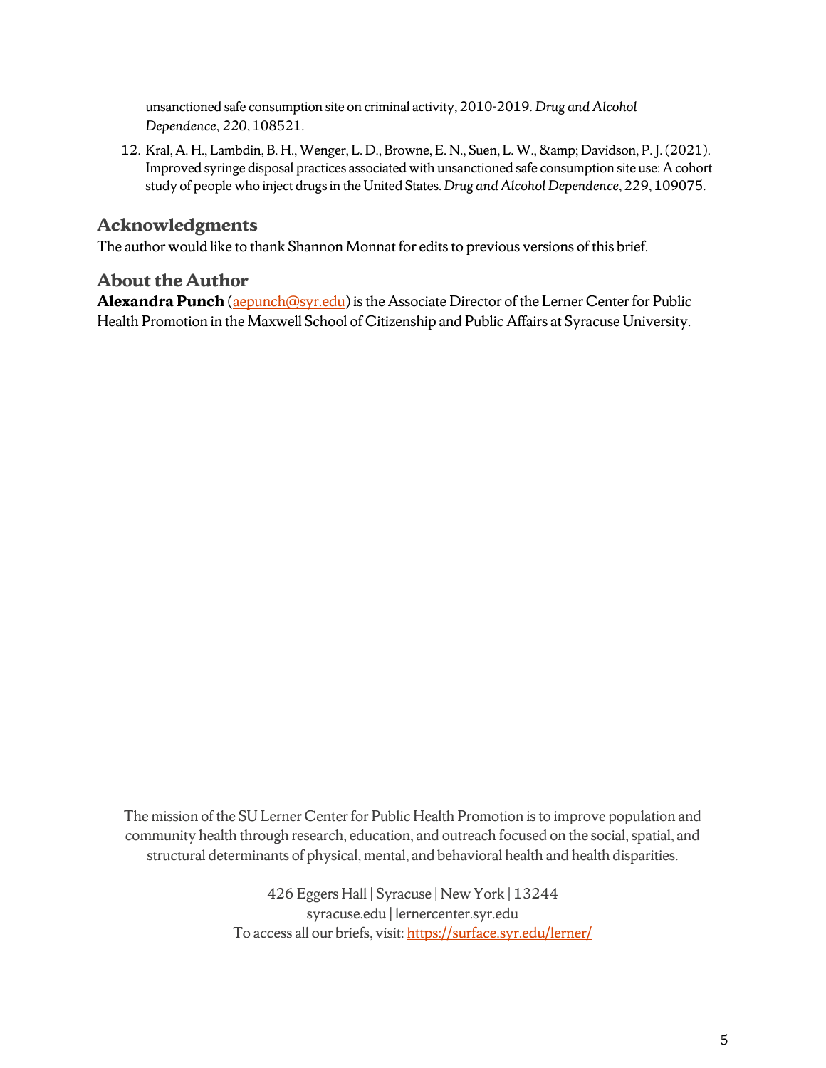unsanctioned safe consumption site on criminal activity, 2010-2019. *Drug and Alcohol Dependence*, *220*, 108521.

12. Kral, A. H., Lambdin, B. H., Wenger, L. D., Browne, E. N., Suen, L. W., &amp; Davidson, P. J. (2021). Improved syringe disposal practices associated with unsanctioned safe consumption site use: A cohort study of people who inject drugs in the United States. *Drug and Alcohol Dependence*, 229, 109075.

## Acknowledgments

The author would like to thank Shannon Monnat for edits to previous versions of this brief.

## About the Author

**Alexandra Punch** (aepunch@syr.edu) is the Associate Director of the Lerner Center for Public Health Promotion in the Maxwell School of Citizenship and Public Affairs at Syracuse University.

The mission of the SU Lerner Center for Public Health Promotion is to improve population and community health through research, education, and outreach focused on the social, spatial, and structural determinants of physical, mental, and behavioral health and health disparities.

426 Eggers Hall | Syracuse | New York | 13244
syracuse.edu | lernercenter.syr.edu
To access all our briefs, visit: https://surface.syr.edu/lerner/